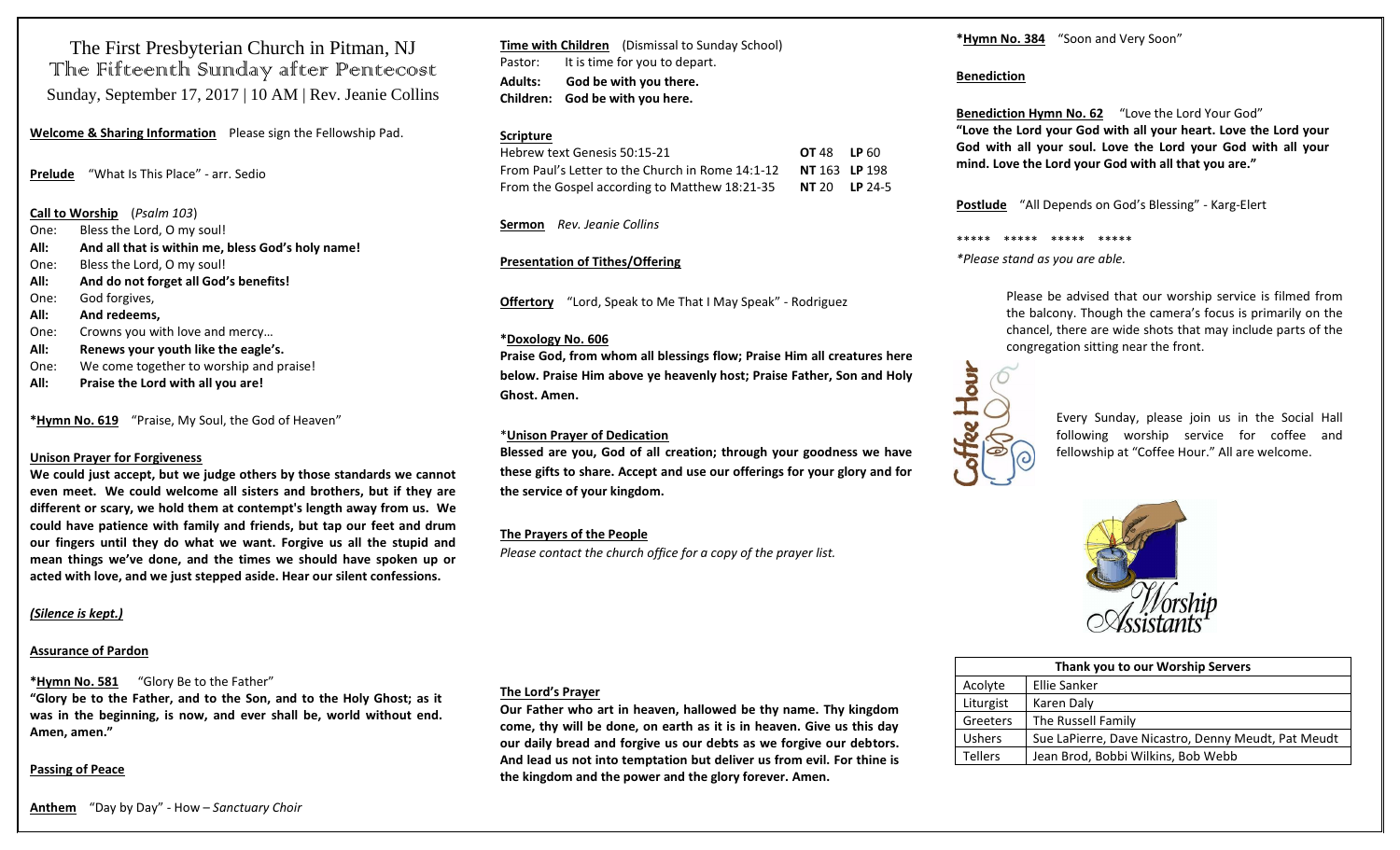# The First Presbyterian Church in Pitman, NJ

## The Fifteenth Sunday after Pentecost

Sunday, September 17, 2017 | 10 AM | Rev. Jeanie Collins

**Welcome & Sharing Information** Please sign the Fellowship Pad.

**Prelude** "What Is This Place" - arr. Sedio

**Call to Worship** (*Psalm 103*)

One: Bless the Lord, O my soul!
**All: And all that is within me, bless God's holy name!**
One: Bless the Lord, O my soul!
**All: And do not forget all God's benefits!**
One: God forgives,
**All: And redeems,**
One: Crowns you with love and mercy…
**All: Renews your youth like the eagle's.**
One: We come together to worship and praise!
**All: Praise the Lord with all you are!**

***Hymn No. 619** "Praise, My Soul, the God of Heaven"

**Unison Prayer for Forgiveness**

**We could just accept, but we judge others by those standards we cannot even meet. We could welcome all sisters and brothers, but if they are different or scary, we hold them at contempt's length away from us. We could have patience with family and friends, but tap our feet and drum our fingers until they do what we want. Forgive us all the stupid and mean things we've done, and the times we should have spoken up or acted with love, and we just stepped aside. Hear our silent confessions.**

***(Silence is kept.)***

**Assurance of Pardon**

***Hymn No. 581** "Glory Be to the Father"

**"Glory be to the Father, and to the Son, and to the Holy Ghost; as it was in the beginning, is now, and ever shall be, world without end. Amen, amen."**

**Passing of Peace**

**Anthem** "Day by Day" - How – *Sanctuary Choir*

**Time with Children** (Dismissal to Sunday School)

Pastor: It is time for you to depart.
**Adults: God be with you there.**
**Children: God be with you here.**

**Scripture**

| | | |
|---|---|---|
| Hebrew text Genesis 50:15-21 | **OT** 48 | **LP** 60 |
| From Paul's Letter to the Church in Rome 14:1-12 | **NT** 163 | **LP** 198 |
| From the Gospel according to Matthew 18:21-35 | **NT** 20 | **LP** 24-5 |

**Sermon** *Rev. Jeanie Collins*

**Presentation of Tithes/Offering**

**Offertory** "Lord, Speak to Me That I May Speak" - Rodriguez

***Doxology No. 606**

**Praise God, from whom all blessings flow; Praise Him all creatures here below. Praise Him above ye heavenly host; Praise Father, Son and Holy Ghost. Amen.**

***Unison Prayer of Dedication**

**Blessed are you, God of all creation; through your goodness we have these gifts to share. Accept and use our offerings for your glory and for the service of your kingdom.**

**The Prayers of the People**

*Please contact the church office for a copy of the prayer list.*

**The Lord's Prayer**

**Our Father who art in heaven, hallowed be thy name. Thy kingdom come, thy will be done, on earth as it is in heaven. Give us this day our daily bread and forgive us our debts as we forgive our debtors. And lead us not into temptation but deliver us from evil. For thine is the kingdom and the power and the glory forever. Amen.**

***Hymn No. 384** "Soon and Very Soon"

**Benediction**

**Benediction Hymn No. 62** "Love the Lord Your God"

**"Love the Lord your God with all your heart. Love the Lord your God with all your soul. Love the Lord your God with all your mind. Love the Lord your God with all that you are."**

**Postlude** "All Depends on God's Blessing" - Karg-Elert

***** ***** ***** *****

*\*Please stand as you are able.*

Please be advised that our worship service is filmed from the balcony. Though the camera's focus is primarily on the chancel, there are wide shots that may include parts of the congregation sitting near the front.

Coffee Hour

Every Sunday, please join us in the Social Hall following worship service for coffee and fellowship at "Coffee Hour." All are welcome.

Worship Assistants

| Thank you to our Worship Servers | |
|---|---|
| Acolyte | Ellie Sanker |
| Liturgist | Karen Daly |
| Greeters | The Russell Family |
| Ushers | Sue LaPierre, Dave Nicastro, Denny Meudt, Pat Meudt |
| Tellers | Jean Brod, Bobbi Wilkins, Bob Webb |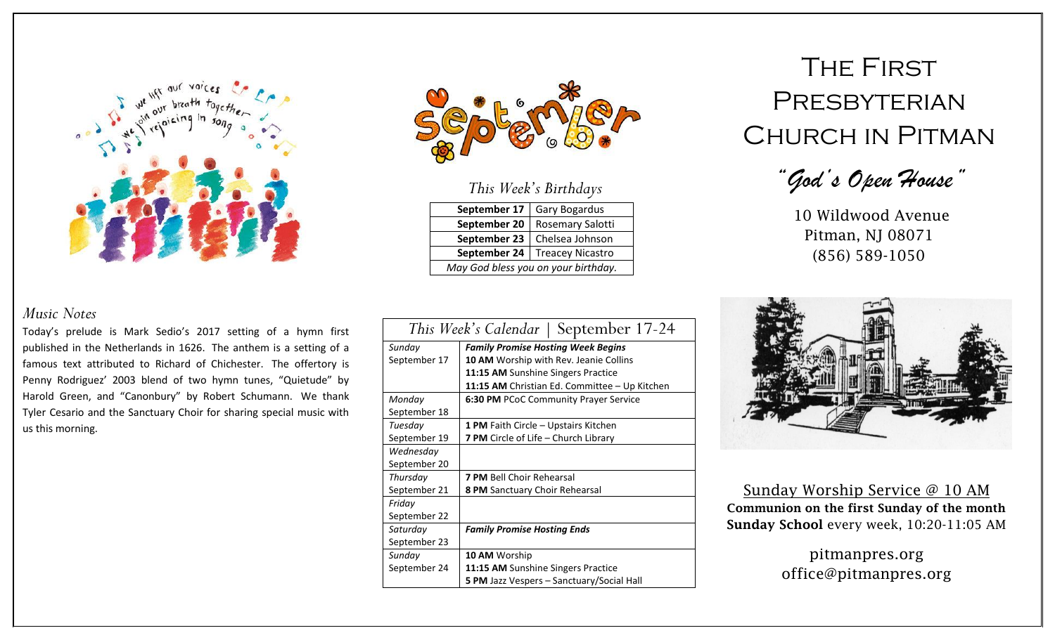# The First Presbyterian Church in Pitman

*"God's Open House"*

10 Wildwood Avenue
Pitman, NJ 08071
(856) 589-1050

Sunday Worship Service @ 10 AM
**Communion on the first Sunday of the month**
**Sunday School** every week, 10:20-11:05 AM

pitmanpres.org
office@pitmanpres.org

## *This Week's Birthdays*

| | |
|---|---|
| **September 17** | Gary Bogardus |
| **September 20** | Rosemary Salotti |
| **September 23** | Chelsea Johnson |
| **September 24** | Treacey Nicastro |
| *May God bless you on your birthday.* | |

## *Music Notes*

Today's prelude is Mark Sedio's 2017 setting of a hymn first published in the Netherlands in 1626. The anthem is a setting of a famous text attributed to Richard of Chichester. The offertory is Penny Rodriguez' 2003 blend of two hymn tunes, "Quietude" by Harold Green, and "Canonbury" by Robert Schumann. We thank Tyler Cesario and the Sanctuary Choir for sharing special music with us this morning.

## *This Week's Calendar* | September 17-24

| | |
|---|---|
| *Sunday* September 17 | ***Family Promise Hosting Week Begins*** <br> **10 AM** Worship with Rev. Jeanie Collins <br> **11:15 AM** Sunshine Singers Practice <br> **11:15 AM** Christian Ed. Committee – Up Kitchen |
| *Monday* September 18 | **6:30 PM** PCoC Community Prayer Service |
| *Tuesday* September 19 | **1 PM** Faith Circle – Upstairs Kitchen <br> **7 PM** Circle of Life – Church Library |
| *Wednesday* September 20 | |
| *Thursday* September 21 | **7 PM** Bell Choir Rehearsal <br> **8 PM** Sanctuary Choir Rehearsal |
| *Friday* September 22 | |
| *Saturday* September 23 | ***Family Promise Hosting Ends*** |
| *Sunday* September 24 | **10 AM** Worship <br> **11:15 AM** Sunshine Singers Practice <br> **5 PM** Jazz Vespers – Sanctuary/Social Hall |